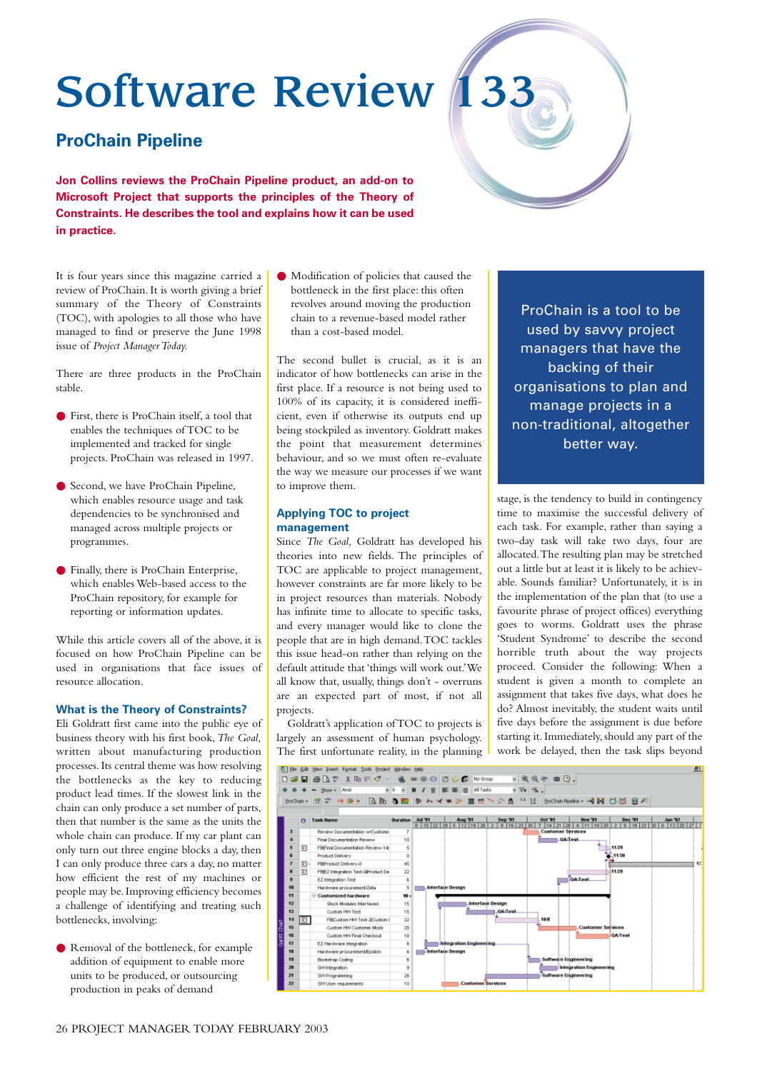# Software Review 133

## ProChain Pipeline

**Jon Collins reviews the ProChain Pipeline product, an add-on to Microsoft Project that supports the principles of the Theory of Constraints. He describes the tool and explains how it can be used in practice.**

It is four years since this magazine carried a review of ProChain. It is worth giving a brief summary of the Theory of Constraints (TOC), with apologies to all those who have managed to find or preserve the June 1998 issue of *Project Manager Today.*

There are three products in the ProChain stable.

- First, there is ProChain itself, a tool that enables the techniques of TOC to be implemented and tracked for single projects. ProChain was released in 1997.
- Second, we have ProChain Pipeline, which enables resource usage and task dependencies to be synchronised and managed across multiple projects or programmes.
- Finally, there is ProChain Enterprise, which enables Web-based access to the ProChain repository, for example for reporting or information updates.

While this article covers all of the above, it is focused on how ProChain Pipeline can be used in organisations that face issues of resource allocation.

### What is the Theory of Constraints?

Eli Goldratt first came into the public eye of business theory with his first book, *The Goal,* written about manufacturing production processes. Its central theme was how resolving the bottlenecks as the key to reducing product lead times. If the slowest link in the chain can only produce a set number of parts, then that number is the same as the units the whole chain can produce. If my car plant can only turn out three engine blocks a day, then I can only produce three cars a day, no matter how efficient the rest of my machines or people may be. Improving efficiency becomes a challenge of identifying and treating such bottlenecks, involving:

- Removal of the bottleneck, for example addition of equipment to enable more units to be produced, or outsourcing production in peaks of demand
- Modification of policies that caused the bottleneck in the first place: this often revolves around moving the production chain to a revenue-based model rather than a cost-based model.

The second bullet is crucial, as it is an indicator of how bottlenecks can arise in the first place. If a resource is not being used to 100% of its capacity, it is considered inefficient, even if otherwise its outputs end up being stockpiled as inventory. Goldratt makes the point that measurement determines behaviour, and so we must often re-evaluate the way we measure our processes if we want to improve them.

### Applying TOC to project management

Since *The Goal,* Goldratt has developed his theories into new fields. The principles of TOC are applicable to project management, however constraints are far more likely to be in project resources than materials. Nobody has infinite time to allocate to specific tasks, and every manager would like to clone the people that are in high demand. TOC tackles this issue head-on rather than relying on the default attitude that 'things will work out.' We all know that, usually, things don't - overruns are an expected part of most, if not all projects.

Goldratt's application of TOC to projects is largely an assessment of human psychology. The first unfortunate reality, in the planning stage, is the tendency to build in contingency time to maximise the successful delivery of each task. For example, rather than saying a two-day task will take two days, four are allocated. The resulting plan may be stretched out a little but at least it is likely to be achievable. Sounds familiar? Unfortunately, it is in the implementation of the plan that (to use a favourite phrase of project offices) everything goes to worms. Goldratt uses the phrase 'Student Syndrome' to describe the second horrible truth about the way projects proceed. Consider the following: When a student is given a month to complete an assignment that takes five days, what does he do? Almost inevitably, the student waits until five days before the assignment is due before starting it. Immediately, should any part of the work be delayed, then the task slips beyond

> ProChain is a tool to be used by savvy project managers that have the backing of their organisations to plan and manage projects in a non-traditional, altogether better way.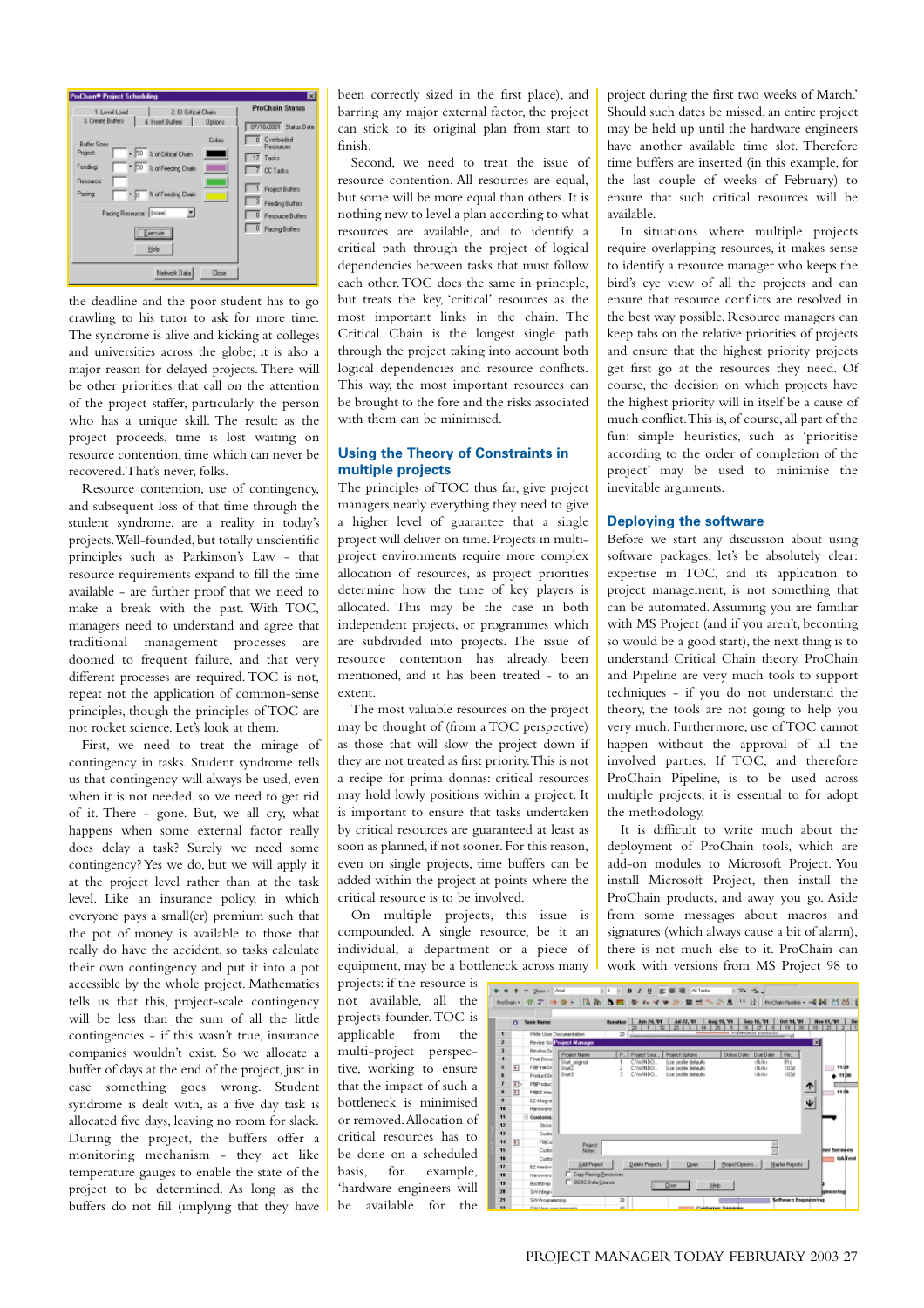the deadline and the poor student has to go crawling to his tutor to ask for more time. The syndrome is alive and kicking at colleges and universities across the globe; it is also a major reason for delayed projects. There will be other priorities that call on the attention of the project staffer, particularly the person who has a unique skill. The result: as the project proceeds, time is lost waiting on resource contention, time which can never be recovered. That's never, folks.

Resource contention, use of contingency, and subsequent loss of that time through the student syndrome, are a reality in today's projects. Well-founded, but totally unscientific principles such as Parkinson's Law – that resource requirements expand to fill the time available – are further proof that we need to make a break with the past. With TOC, managers need to understand and agree that traditional management processes are doomed to frequent failure, and that very different processes are required. TOC is not, repeat not the application of common-sense principles, though the principles of TOC are not rocket science. Let's look at them.

First, we need to treat the mirage of contingency in tasks. Student syndrome tells us that contingency will always be used, even when it is not needed, so we need to get rid of it. There – gone. But, we all cry, what happens when some external factor really does delay a task? Surely we need some contingency? Yes we do, but we will apply it at the project level rather than at the task level. Like an insurance policy, in which everyone pays a small(er) premium such that the pot of money is available to those that really do have the accident, so tasks calculate their own contingency and put it into a pot accessible by the whole project. Mathematics tells us that this, project-scale contingency will be less than the sum of all the little contingencies – if this wasn't true, insurance companies wouldn't exist. So we allocate a buffer of days at the end of the project, just in case something goes wrong. Student syndrome is dealt with, as a five day task is allocated five days, leaving no room for slack. During the project, the buffers offer a monitoring mechanism – they act like temperature gauges to enable the state of the project to be determined. As long as the buffers do not fill (implying that they have been correctly sized in the first place), and barring any major external factor, the project can stick to its original plan from start to finish.

Second, we need to treat the issue of resource contention. All resources are equal, but some will be more equal than others. It is nothing new to level a plan according to what resources are available, and to identify a critical path through the project of logical dependencies between tasks that must follow each other. TOC does the same in principle, but treats the key, 'critical' resources as the most important links in the chain. The Critical Chain is the longest single path through the project taking into account both logical dependencies and resource conflicts. This way, the most important resources can be brought to the fore and the risks associated with them can be minimised.

## Using the Theory of Constraints in multiple projects

The principles of TOC thus far, give project managers nearly everything they need to give a higher level of guarantee that a single project will deliver on time. Projects in multi-project environments require more complex allocation of resources, as project priorities determine how the time of key players is allocated. This may be the case in both independent projects, or programmes which are subdivided into projects. The issue of resource contention has already been mentioned, and it has been treated – to an extent.

The most valuable resources on the project may be thought of (from a TOC perspective) as those that will slow the project down if they are not treated as first priority. This is not a recipe for prima donnas: critical resources may hold lowly positions within a project. It is important to ensure that tasks undertaken by critical resources are guaranteed at least as soon as planned, if not sooner. For this reason, even on single projects, time buffers can be added within the project at points where the critical resource is to be involved.

On multiple projects, this issue is compounded. A single resource, be it an individual, a department or a piece of equipment, may be a bottleneck across many projects: if the resource is not available, all the projects founder. TOC is applicable from the multi-project perspective, working to ensure that the impact of such a bottleneck is minimised or removed. Allocation of critical resources has to be done on a scheduled basis, for example, 'hardware engineers will be available for the project during the first two weeks of March.' Should such dates be missed, an entire project may be held up until the hardware engineers have another available time slot. Therefore time buffers are inserted (in this example, for the last couple of weeks of February) to ensure that such critical resources will be available.

In situations where multiple projects require overlapping resources, it makes sense to identify a resource manager who keeps the bird's eye view of all the projects and can ensure that resource conflicts are resolved in the best way possible. Resource managers can keep tabs on the relative priorities of projects and ensure that the highest priority projects get first go at the resources they need. Of course, the decision on which projects have the highest priority will in itself be a cause of much conflict. This is, of course, all part of the fun: simple heuristics, such as 'prioritise according to the order of completion of the project' may be used to minimise the inevitable arguments.

## Deploying the software

Before we start any discussion about using software packages, let's be absolutely clear: expertise in TOC, and its application to project management, is not something that can be automated. Assuming you are familiar with MS Project (and if you aren't, becoming so would be a good start), the next thing is to understand Critical Chain theory. ProChain and Pipeline are very much tools to support techniques – if you do not understand the theory, the tools are not going to help you very much. Furthermore, use of TOC cannot happen without the approval of all the involved parties. If TOC, and therefore ProChain Pipeline, is to be used across multiple projects, it is essential to for adopt the methodology.

It is difficult to write much about the deployment of ProChain tools, which are add-on modules to Microsoft Project. You install Microsoft Project, then install the ProChain products, and away you go. Aside from some messages about macros and signatures (which always cause a bit of alarm), there is not much else to it. ProChain can work with versions from MS Project 98 to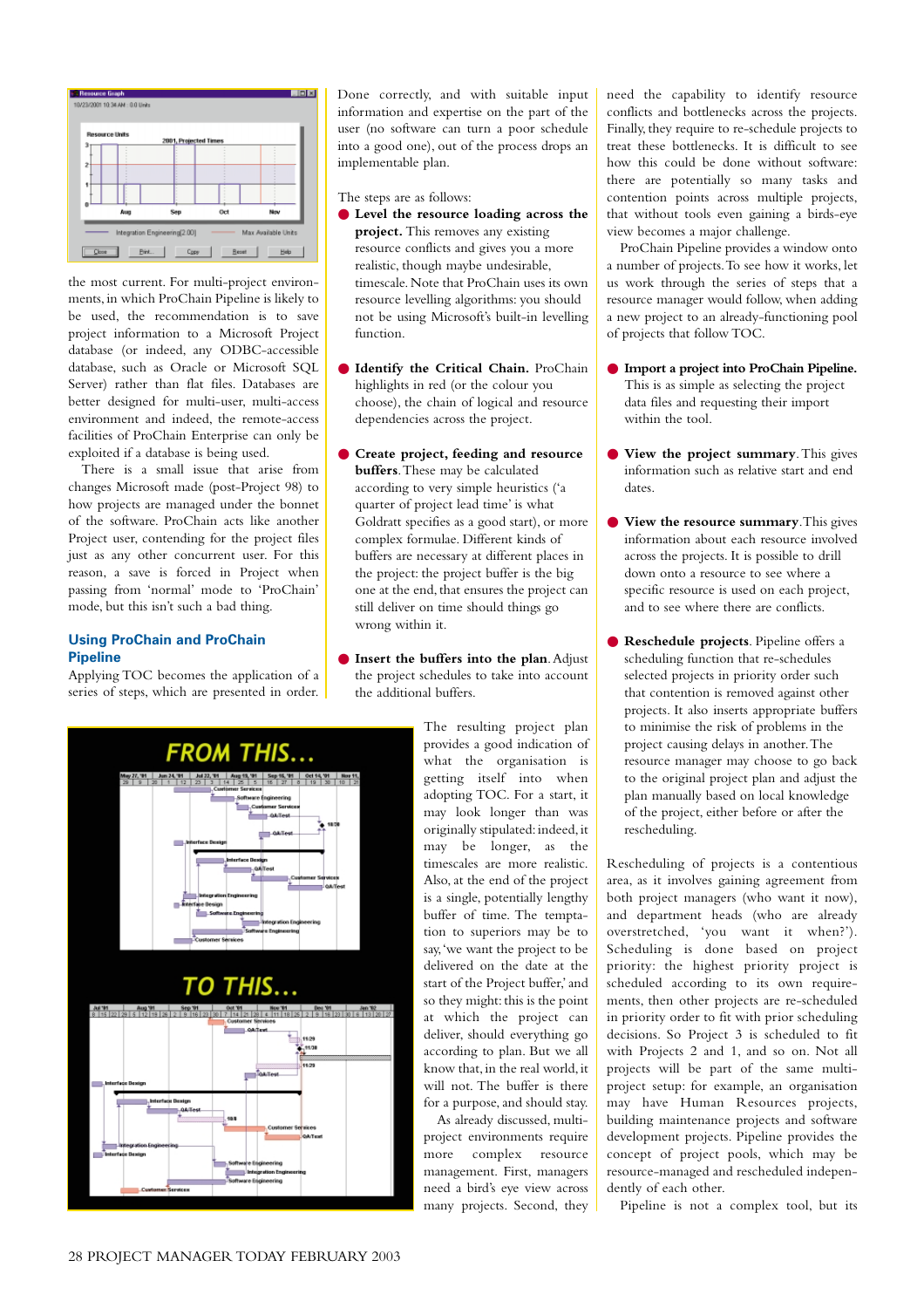the most current. For multi-project environments, in which ProChain Pipeline is likely to be used, the recommendation is to save project information to a Microsoft Project database (or indeed, any ODBC-accessible database, such as Oracle or Microsoft SQL Server) rather than flat files. Databases are better designed for multi-user, multi-access environment and indeed, the remote-access facilities of ProChain Enterprise can only be exploited if a database is being used.

There is a small issue that arise from changes Microsoft made (post-Project 98) to how projects are managed under the bonnet of the software. ProChain acts like another Project user, contending for the project files just as any other concurrent user. For this reason, a save is forced in Project when passing from 'normal' mode to 'ProChain' mode, but this isn't such a bad thing.

### Using ProChain and ProChain Pipeline

Applying TOC becomes the application of a series of steps, which are presented in order. Done correctly, and with suitable input information and expertise on the part of the user (no software can turn a poor schedule into a good one), out of the process drops an implementable plan.

The steps are as follows:

- **Level the resource loading across the project.** This removes any existing resource conflicts and gives you a more realistic, though maybe undesirable, timescale. Note that ProChain uses its own resource levelling algorithms: you should not be using Microsoft's built-in levelling function.
- **Identify the Critical Chain.** ProChain highlights in red (or the colour you choose), the chain of logical and resource dependencies across the project.
- **Create project, feeding and resource buffers.** These may be calculated according to very simple heuristics ('a quarter of project lead time' is what Goldratt specifies as a good start), or more complex formulae. Different kinds of buffers are necessary at different places in the project: the project buffer is the big one at the end, that ensures the project can still deliver on time should things go wrong within it.
- **Insert the buffers into the plan.** Adjust the project schedules to take into account the additional buffers.

The resulting project plan provides a good indication of what the organisation is getting itself into when adopting TOC. For a start, it may look longer than was originally stipulated: indeed, it may be longer, as the timescales are more realistic. Also, at the end of the project is a single, potentially lengthy buffer of time. The temptation to superiors may be to say, 'we want the project to be delivered on the date at the start of the Project buffer,' and so they might: this is the point at which the project can deliver, should everything go according to plan. But we all know that, in the real world, it will not. The buffer is there for a purpose, and should stay.

As already discussed, multi-project environments require more complex resource management. First, managers need a bird's eye view across many projects. Second, they need the capability to identify resource conflicts and bottlenecks across the projects. Finally, they require to re-schedule projects to treat these bottlenecks. It is difficult to see how this could be done without software: there are potentially so many tasks and contention points across multiple projects, that without tools even gaining a birds-eye view becomes a major challenge.

ProChain Pipeline provides a window onto a number of projects. To see how it works, let us work through the series of steps that a resource manager would follow, when adding a new project to an already-functioning pool of projects that follow TOC.

- **Import a project into ProChain Pipeline.** This is as simple as selecting the project data files and requesting their import within the tool.
- **View the project summary.** This gives information such as relative start and end dates.
- **View the resource summary.** This gives information about each resource involved across the projects. It is possible to drill down onto a resource to see where a specific resource is used on each project, and to see where there are conflicts.
- **Reschedule projects.** Pipeline offers a scheduling function that re-schedules selected projects in priority order such that contention is removed against other projects. It also inserts appropriate buffers to minimise the risk of problems in the project causing delays in another. The resource manager may choose to go back to the original project plan and adjust the plan manually based on local knowledge of the project, either before or after the rescheduling.

Rescheduling of projects is a contentious area, as it involves gaining agreement from both project managers (who want it now), and department heads (who are already overstretched, 'you want it when?'). Scheduling is done based on project priority: the highest priority project is scheduled according to its own requirements, then other projects are re-scheduled in priority order to fit with prior scheduling decisions. So Project 3 is scheduled to fit with Projects 2 and 1, and so on. Not all projects will be part of the same multi-project setup: for example, an organisation may have Human Resources projects, building maintenance projects and software development projects. Pipeline provides the concept of project pools, which may be resource-managed and rescheduled independently of each other.

Pipeline is not a complex tool, but its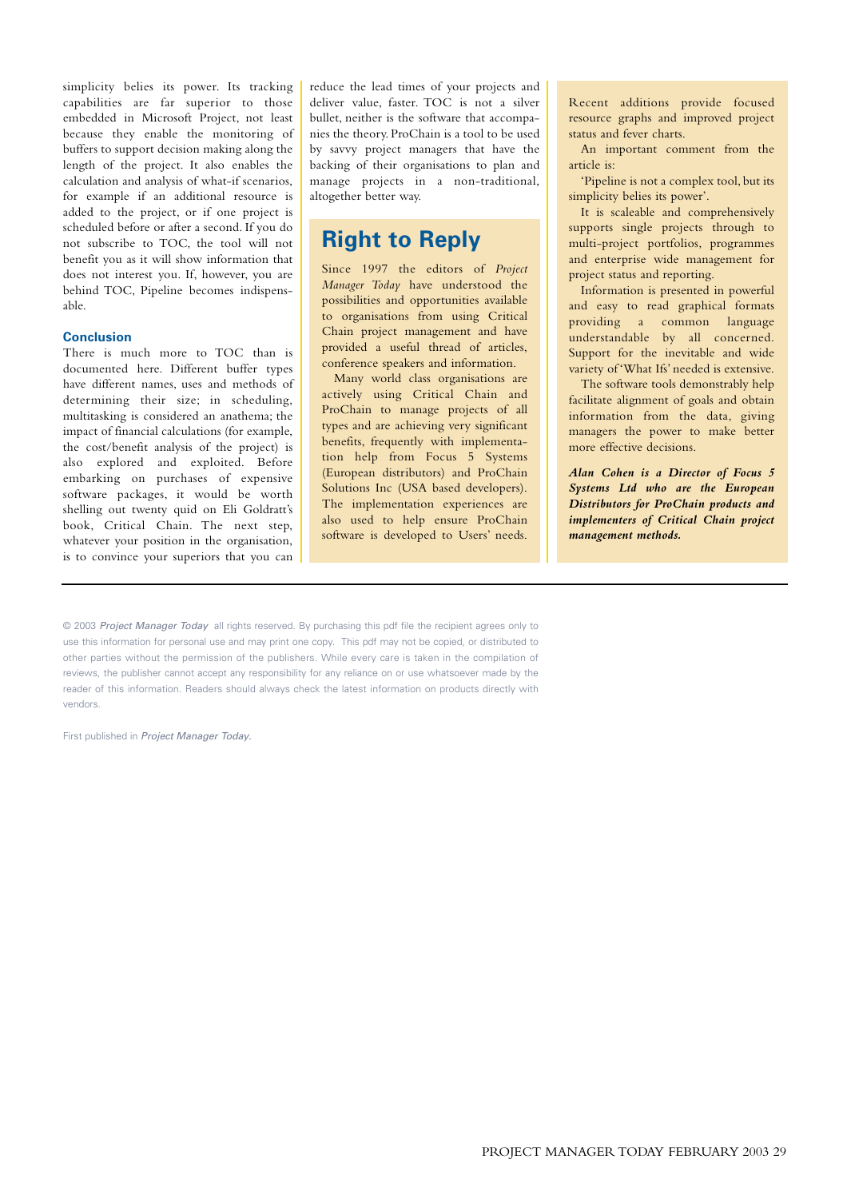simplicity belies its power. Its tracking capabilities are far superior to those embedded in Microsoft Project, not least because they enable the monitoring of buffers to support decision making along the length of the project. It also enables the calculation and analysis of what-if scenarios, for example if an additional resource is added to the project, or if one project is scheduled before or after a second. If you do not subscribe to TOC, the tool will not benefit you as it will show information that does not interest you. If, however, you are behind TOC, Pipeline becomes indispensable.

### Conclusion

There is much more to TOC than is documented here. Different buffer types have different names, uses and methods of determining their size; in scheduling, multitasking is considered an anathema; the impact of financial calculations (for example, the cost/benefit analysis of the project) is also explored and exploited. Before embarking on purchases of expensive software packages, it would be worth shelling out twenty quid on Eli Goldratt's book, Critical Chain. The next step, whatever your position in the organisation, is to convince your superiors that you can reduce the lead times of your projects and deliver value, faster. TOC is not a silver bullet, neither is the software that accompanies the theory. ProChain is a tool to be used by savvy project managers that have the backing of their organisations to plan and manage projects in a non-traditional, altogether better way.

## Right to Reply

Since 1997 the editors of *Project Manager Today* have understood the possibilities and opportunities available to organisations from using Critical Chain project management and have provided a useful thread of articles, conference speakers and information.

Many world class organisations are actively using Critical Chain and ProChain to manage projects of all types and are achieving very significant benefits, frequently with implementation help from Focus 5 Systems (European distributors) and ProChain Solutions Inc (USA based developers). The implementation experiences are also used to help ensure ProChain software is developed to Users' needs.

Recent additions provide focused resource graphs and improved project status and fever charts.

An important comment from the article is:

'Pipeline is not a complex tool, but its simplicity belies its power'.

It is scaleable and comprehensively supports single projects through to multi-project portfolios, programmes and enterprise wide management for project status and reporting.

Information is presented in powerful and easy to read graphical formats providing a common language understandable by all concerned. Support for the inevitable and wide variety of 'What Ifs' needed is extensive.

The software tools demonstrably help facilitate alignment of goals and obtain information from the data, giving managers the power to make better more effective decisions.

***Alan Cohen is a Director of Focus 5 Systems Ltd who are the European Distributors for ProChain products and implementers of Critical Chain project management methods.***

---

© 2003 *Project Manager Today* all rights reserved. By purchasing this pdf file the recipient agrees only to use this information for personal use and may print one copy. This pdf may not be copied, or distributed to other parties without the permission of the publishers. While every care is taken in the compilation of reviews, the publisher cannot accept any responsibility for any reliance on or use whatsoever made by the reader of this information. Readers should always check the latest information on products directly with vendors.

First published in *Project Manager Today.*